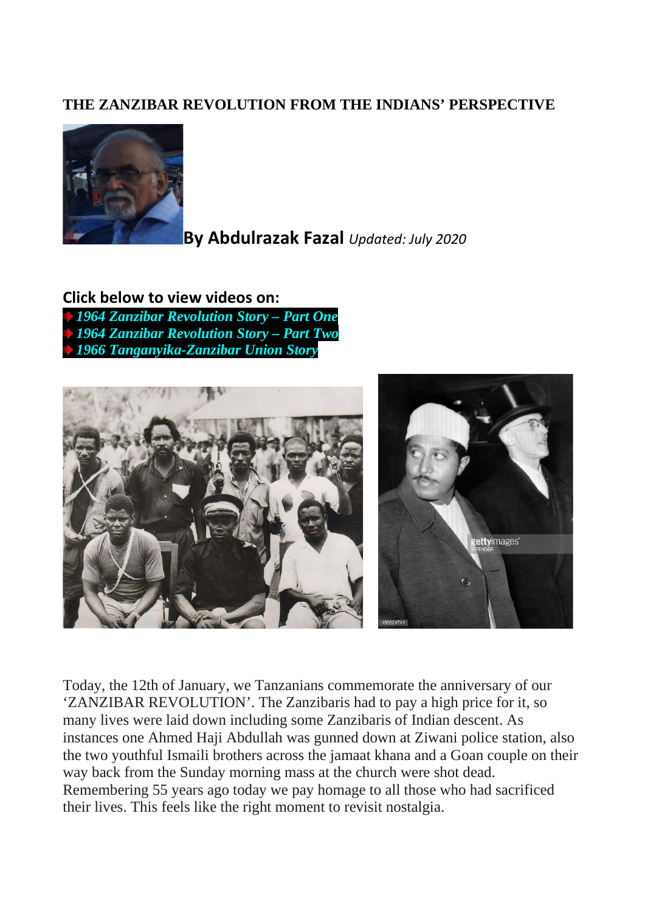## THE ZANZIBAR REVOLUTION FROM THE INDIANS' PERSPECTIVE

**By Abdulrazak Fazal** *Updated: July 2020*

**Click below to view videos on:**

- ***1964 Zanzibar Revolution Story – Part One***
- ***1964 Zanzibar Revolution Story – Part Two***
- ***1966 Tanganyika-Zanzibar Union Story***

Today, the 12th of January, we Tanzanians commemorate the anniversary of our 'ZANZIBAR REVOLUTION'. The Zanzibaris had to pay a high price for it, so many lives were laid down including some Zanzibaris of Indian descent. As instances one Ahmed Haji Abdullah was gunned down at Ziwani police station, also the two youthful Ismaili brothers across the jamaat khana and a Goan couple on their way back from the Sunday morning mass at the church were shot dead. Remembering 55 years ago today we pay homage to all those who had sacrificed their lives. This feels like the right moment to revisit nostalgia.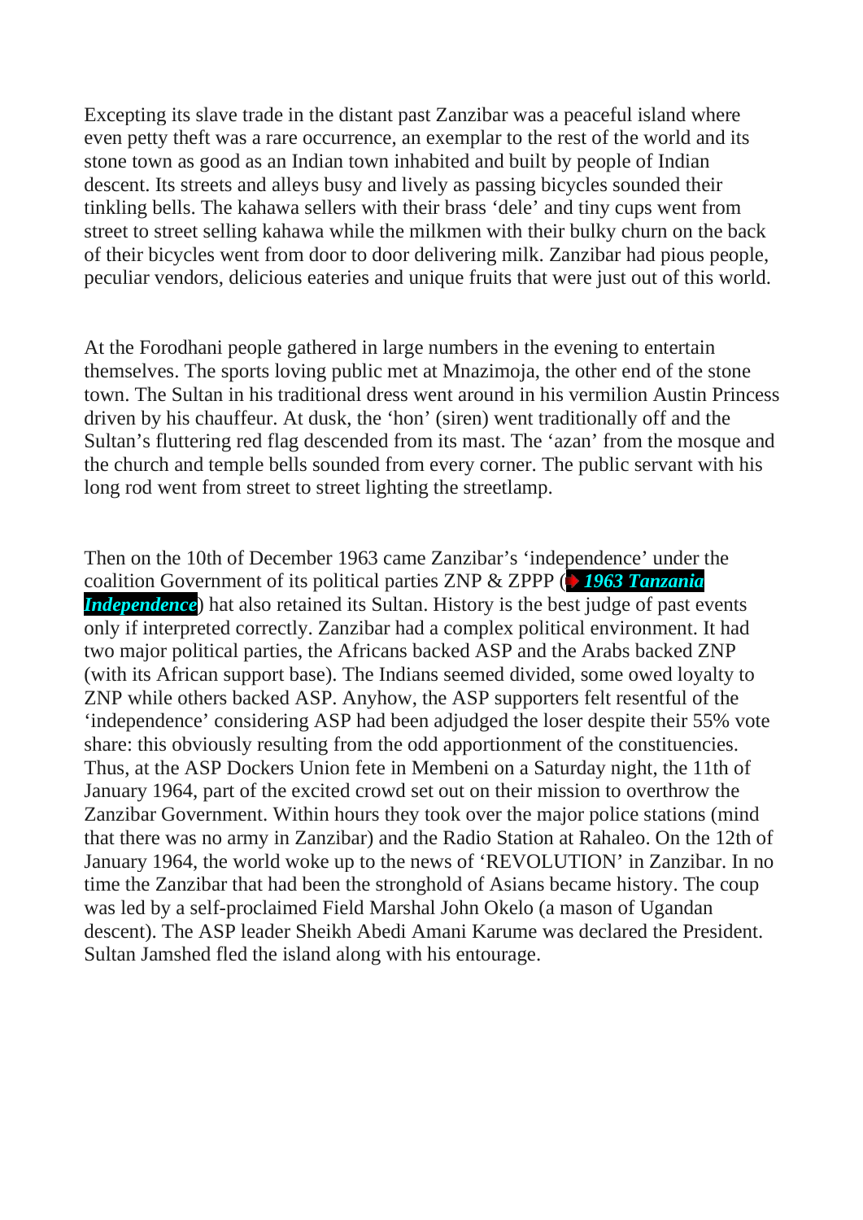Excepting its slave trade in the distant past Zanzibar was a peaceful island where even petty theft was a rare occurrence, an exemplar to the rest of the world and its stone town as good as an Indian town inhabited and built by people of Indian descent. Its streets and alleys busy and lively as passing bicycles sounded their tinkling bells. The kahawa sellers with their brass 'dele' and tiny cups went from street to street selling kahawa while the milkmen with their bulky churn on the back of their bicycles went from door to door delivering milk. Zanzibar had pious people, peculiar vendors, delicious eateries and unique fruits that were just out of this world.

At the Forodhani people gathered in large numbers in the evening to entertain themselves. The sports loving public met at Mnazimoja, the other end of the stone town. The Sultan in his traditional dress went around in his vermilion Austin Princess driven by his chauffeur. At dusk, the 'hon' (siren) went traditionally off and the Sultan's fluttering red flag descended from its mast. The 'azan' from the mosque and the church and temple bells sounded from every corner. The public servant with his long rod went from street to street lighting the streetlamp.

Then on the 10th of December 1963 came Zanzibar's 'independence' under the coalition Government of its political parties ZNP & ZPPP (***1963 Tanzania Independence***) hat also retained its Sultan. History is the best judge of past events only if interpreted correctly. Zanzibar had a complex political environment. It had two major political parties, the Africans backed ASP and the Arabs backed ZNP (with its African support base). The Indians seemed divided, some owed loyalty to ZNP while others backed ASP. Anyhow, the ASP supporters felt resentful of the 'independence' considering ASP had been adjudged the loser despite their 55% vote share: this obviously resulting from the odd apportionment of the constituencies. Thus, at the ASP Dockers Union fete in Membeni on a Saturday night, the 11th of January 1964, part of the excited crowd set out on their mission to overthrow the Zanzibar Government. Within hours they took over the major police stations (mind that there was no army in Zanzibar) and the Radio Station at Rahaleo. On the 12th of January 1964, the world woke up to the news of 'REVOLUTION' in Zanzibar. In no time the Zanzibar that had been the stronghold of Asians became history. The coup was led by a self-proclaimed Field Marshal John Okelo (a mason of Ugandan descent). The ASP leader Sheikh Abedi Amani Karume was declared the President. Sultan Jamshed fled the island along with his entourage.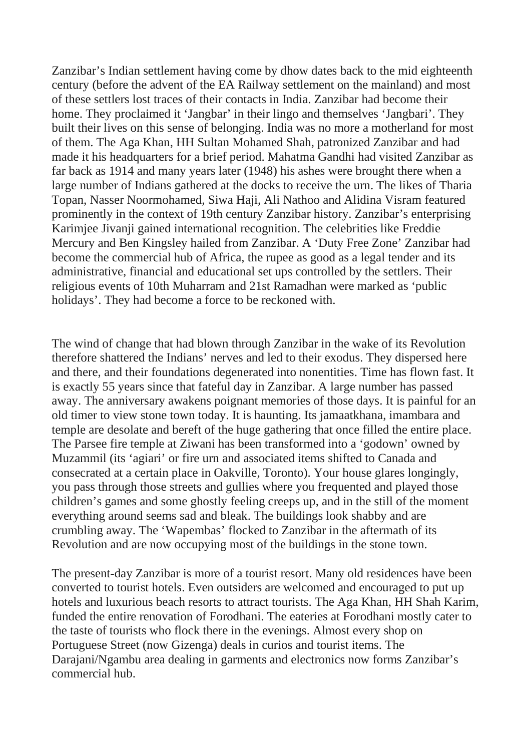Zanzibar's Indian settlement having come by dhow dates back to the mid eighteenth century (before the advent of the EA Railway settlement on the mainland) and most of these settlers lost traces of their contacts in India. Zanzibar had become their home. They proclaimed it 'Jangbar' in their lingo and themselves 'Jangbari'. They built their lives on this sense of belonging. India was no more a motherland for most of them. The Aga Khan, HH Sultan Mohamed Shah, patronized Zanzibar and had made it his headquarters for a brief period. Mahatma Gandhi had visited Zanzibar as far back as 1914 and many years later (1948) his ashes were brought there when a large number of Indians gathered at the docks to receive the urn. The likes of Tharia Topan, Nasser Noormohamed, Siwa Haji, Ali Nathoo and Alidina Visram featured prominently in the context of 19th century Zanzibar history. Zanzibar's enterprising Karimjee Jivanji gained international recognition. The celebrities like Freddie Mercury and Ben Kingsley hailed from Zanzibar. A 'Duty Free Zone' Zanzibar had become the commercial hub of Africa, the rupee as good as a legal tender and its administrative, financial and educational set ups controlled by the settlers. Their religious events of 10th Muharram and 21st Ramadhan were marked as 'public holidays'. They had become a force to be reckoned with.

The wind of change that had blown through Zanzibar in the wake of its Revolution therefore shattered the Indians' nerves and led to their exodus. They dispersed here and there, and their foundations degenerated into nonentities. Time has flown fast. It is exactly 55 years since that fateful day in Zanzibar. A large number has passed away. The anniversary awakens poignant memories of those days. It is painful for an old timer to view stone town today. It is haunting. Its jamaatkhana, imambara and temple are desolate and bereft of the huge gathering that once filled the entire place. The Parsee fire temple at Ziwani has been transformed into a 'godown' owned by Muzammil (its 'agiari' or fire urn and associated items shifted to Canada and consecrated at a certain place in Oakville, Toronto). Your house glares longingly, you pass through those streets and gullies where you frequented and played those children's games and some ghostly feeling creeps up, and in the still of the moment everything around seems sad and bleak. The buildings look shabby and are crumbling away. The 'Wapembas' flocked to Zanzibar in the aftermath of its Revolution and are now occupying most of the buildings in the stone town.

The present-day Zanzibar is more of a tourist resort. Many old residences have been converted to tourist hotels. Even outsiders are welcomed and encouraged to put up hotels and luxurious beach resorts to attract tourists. The Aga Khan, HH Shah Karim, funded the entire renovation of Forodhani. The eateries at Forodhani mostly cater to the taste of tourists who flock there in the evenings. Almost every shop on Portuguese Street (now Gizenga) deals in curios and tourist items. The Darajani/Ngambu area dealing in garments and electronics now forms Zanzibar's commercial hub.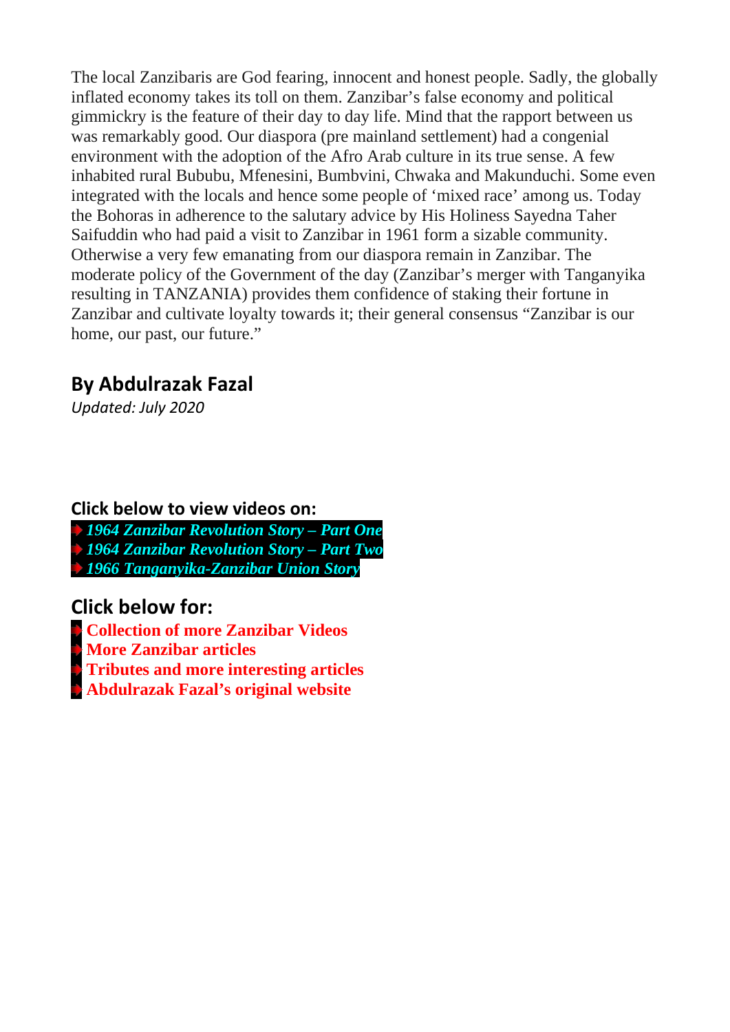The local Zanzibaris are God fearing, innocent and honest people. Sadly, the globally inflated economy takes its toll on them. Zanzibar's false economy and political gimmickry is the feature of their day to day life. Mind that the rapport between us was remarkably good. Our diaspora (pre mainland settlement) had a congenial environment with the adoption of the Afro Arab culture in its true sense. A few inhabited rural Bububu, Mfenesini, Bumbvini, Chwaka and Makunduchi. Some even integrated with the locals and hence some people of 'mixed race' among us. Today the Bohoras in adherence to the salutary advice by His Holiness Sayedna Taher Saifuddin who had paid a visit to Zanzibar in 1961 form a sizable community. Otherwise a very few emanating from our diaspora remain in Zanzibar. The moderate policy of the Government of the day (Zanzibar's merger with Tanganyika resulting in TANZANIA) provides them confidence of staking their fortune in Zanzibar and cultivate loyalty towards it; their general consensus "Zanzibar is our home, our past, our future."

## By Abdulrazak Fazal

*Updated: July 2020*

### Click below to view videos on:

- ***1964 Zanzibar Revolution Story – Part One***
- ***1964 Zanzibar Revolution Story – Part Two***
- ***1966 Tanganyika-Zanzibar Union Story***

### Click below for:

- **Collection of more Zanzibar Videos**
- **More Zanzibar articles**
- **Tributes and more interesting articles**
- **Abdulrazak Fazal's original website**